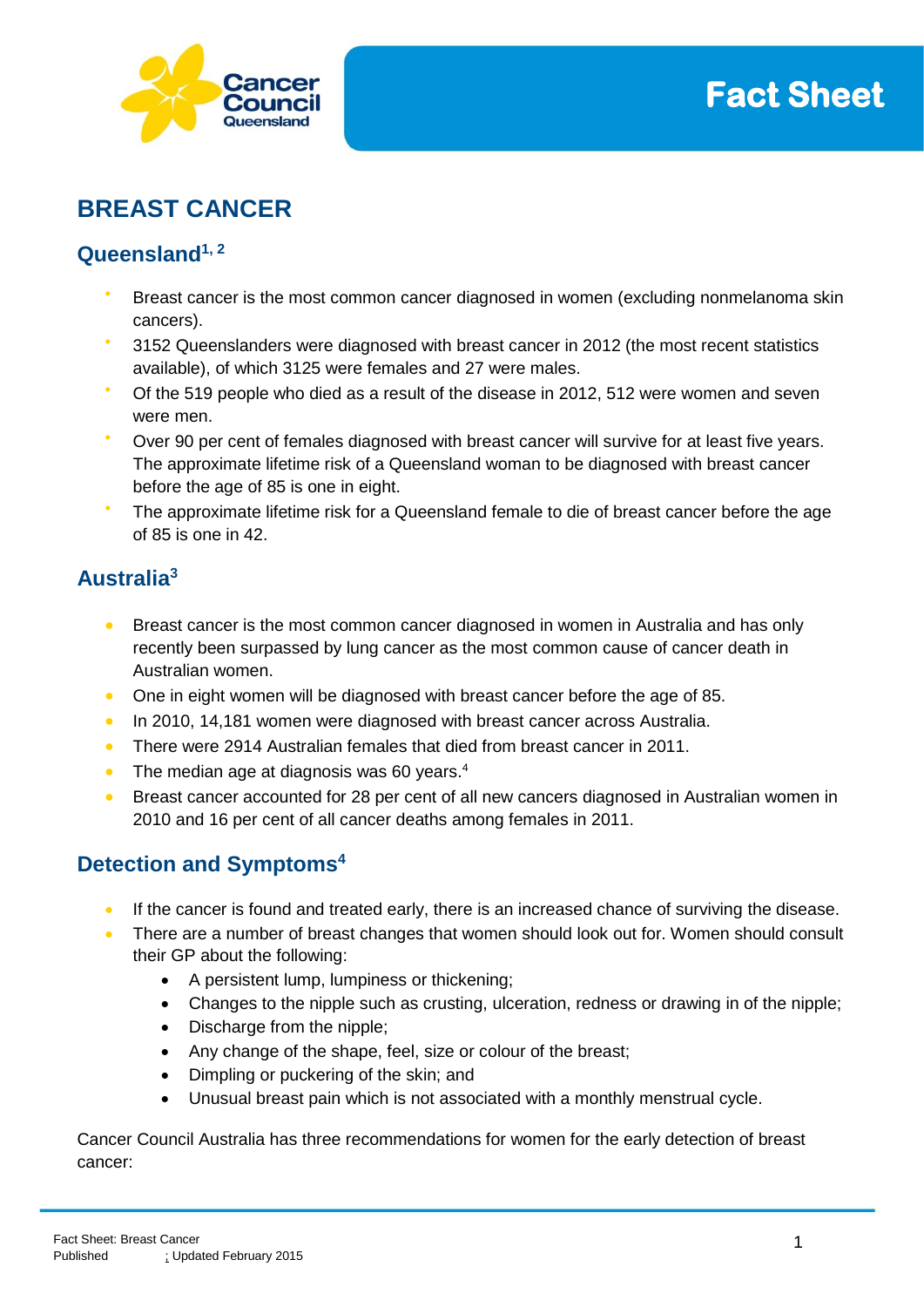# BREAST CANCER

## Queensland[1, 2]

- Breast cancer is the most common cancer diagnosed in women (excluding nonmelanoma skin cancers).
- 3152 Queenslanders were diagnosed with breast cancer in 2012 (the most recent statistics available), of which 3125 were females and 27 were males.
- Of the 519 people who died as a result of the disease in 2012, 512 were women and seven were men.
- Over 90 per cent of females diagnosed with breast cancer will survive for at least five years. The approximate lifetime risk of a Queensland woman to be diagnosed with breast cancer before the age of 85 is one in eight.
- The approximate lifetime risk for a Queensland female to die of breast cancer before the age of 85 is one in 42.

## Australia[3]

- Breast cancer is the most common cancer diagnosed in women in Australia and has only recently been surpassed by lung cancer as the most common cause of cancer death in Australian women.
- One in eight women will be diagnosed with breast cancer before the age of 85.
- In 2010, 14,181 women were diagnosed with breast cancer across Australia.
- There were 2914 Australian females that died from breast cancer in 2011.
- The median age at diagnosis was 60 years.[4]
- Breast cancer accounted for 28 per cent of all new cancers diagnosed in Australian women in 2010 and 16 per cent of all cancer deaths among females in 2011.

## Detection and Symptoms[4]

- If the cancer is found and treated early, there is an increased chance of surviving the disease.
- There are a number of breast changes that women should look out for. Women should consult their GP about the following:
  - A persistent lump, lumpiness or thickening;
  - Changes to the nipple such as crusting, ulceration, redness or drawing in of the nipple;
  - Discharge from the nipple;
  - Any change of the shape, feel, size or colour of the breast;
  - Dimpling or puckering of the skin; and
  - Unusual breast pain which is not associated with a monthly menstrual cycle.

Cancer Council Australia has three recommendations for women for the early detection of breast cancer: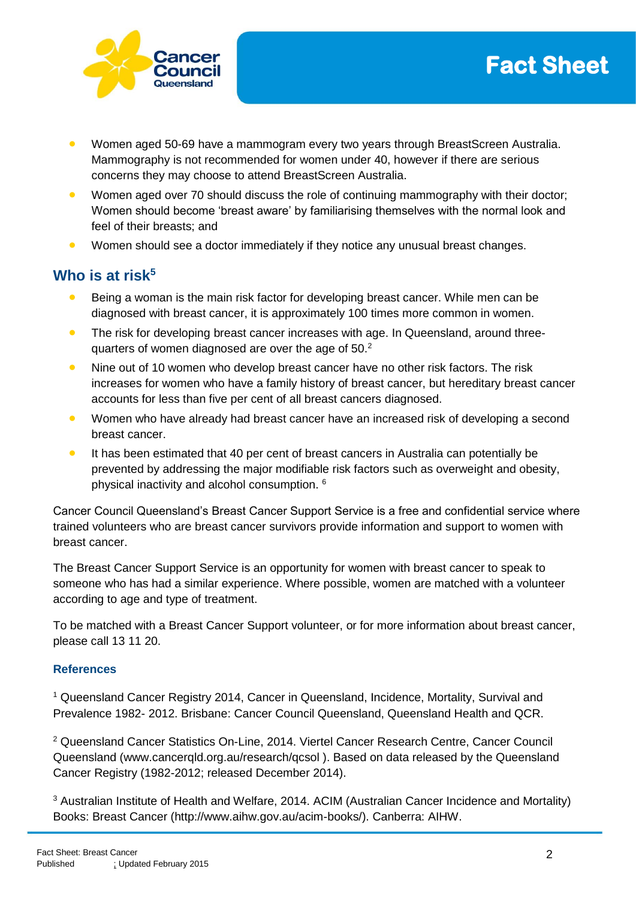- Women aged 50-69 have a mammogram every two years through BreastScreen Australia. Mammography is not recommended for women under 40, however if there are serious concerns they may choose to attend BreastScreen Australia.
- Women aged over 70 should discuss the role of continuing mammography with their doctor; Women should become 'breast aware' by familiarising themselves with the normal look and feel of their breasts; and
- Women should see a doctor immediately if they notice any unusual breast changes.

## Who is at risk[5]

- Being a woman is the main risk factor for developing breast cancer. While men can be diagnosed with breast cancer, it is approximately 100 times more common in women.
- The risk for developing breast cancer increases with age. In Queensland, around three-quarters of women diagnosed are over the age of 50.[2]
- Nine out of 10 women who develop breast cancer have no other risk factors. The risk increases for women who have a family history of breast cancer, but hereditary breast cancer accounts for less than five per cent of all breast cancers diagnosed.
- Women who have already had breast cancer have an increased risk of developing a second breast cancer.
- It has been estimated that 40 per cent of breast cancers in Australia can potentially be prevented by addressing the major modifiable risk factors such as overweight and obesity, physical inactivity and alcohol consumption. [6]

Cancer Council Queensland's Breast Cancer Support Service is a free and confidential service where trained volunteers who are breast cancer survivors provide information and support to women with breast cancer.

The Breast Cancer Support Service is an opportunity for women with breast cancer to speak to someone who has had a similar experience. Where possible, women are matched with a volunteer according to age and type of treatment.

To be matched with a Breast Cancer Support volunteer, or for more information about breast cancer, please call 13 11 20.

### References

[1] Queensland Cancer Registry 2014, Cancer in Queensland, Incidence, Mortality, Survival and Prevalence 1982- 2012. Brisbane: Cancer Council Queensland, Queensland Health and QCR.

[2] Queensland Cancer Statistics On-Line, 2014. Viertel Cancer Research Centre, Cancer Council Queensland (www.cancerqld.org.au/research/qcsol ). Based on data released by the Queensland Cancer Registry (1982-2012; released December 2014).

[3] Australian Institute of Health and Welfare, 2014. ACIM (Australian Cancer Incidence and Mortality) Books: Breast Cancer (http://www.aihw.gov.au/acim-books/). Canberra: AIHW.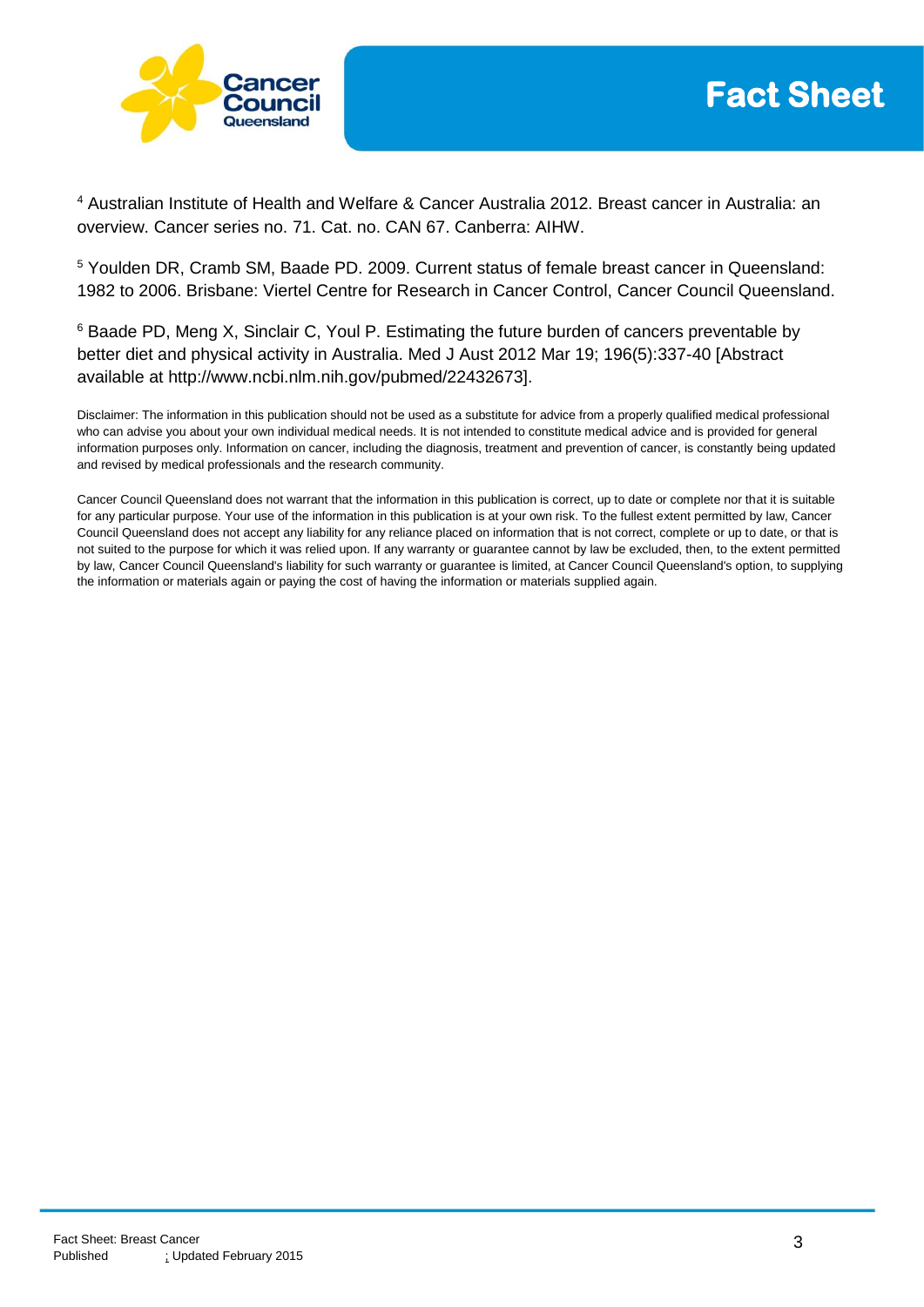[4] Australian Institute of Health and Welfare & Cancer Australia 2012. Breast cancer in Australia: an overview. Cancer series no. 71. Cat. no. CAN 67. Canberra: AIHW.

[5] Youlden DR, Cramb SM, Baade PD. 2009. Current status of female breast cancer in Queensland: 1982 to 2006. Brisbane: Viertel Centre for Research in Cancer Control, Cancer Council Queensland.

[6] Baade PD, Meng X, Sinclair C, Youl P. Estimating the future burden of cancers preventable by better diet and physical activity in Australia. Med J Aust 2012 Mar 19; 196(5):337-40 [Abstract available at http://www.ncbi.nlm.nih.gov/pubmed/22432673].

Disclaimer: The information in this publication should not be used as a substitute for advice from a properly qualified medical professional who can advise you about your own individual medical needs. It is not intended to constitute medical advice and is provided for general information purposes only. Information on cancer, including the diagnosis, treatment and prevention of cancer, is constantly being updated and revised by medical professionals and the research community.

Cancer Council Queensland does not warrant that the information in this publication is correct, up to date or complete nor that it is suitable for any particular purpose. Your use of the information in this publication is at your own risk. To the fullest extent permitted by law, Cancer Council Queensland does not accept any liability for any reliance placed on information that is not correct, complete or up to date, or that is not suited to the purpose for which it was relied upon. If any warranty or guarantee cannot by law be excluded, then, to the extent permitted by law, Cancer Council Queensland's liability for such warranty or guarantee is limited, at Cancer Council Queensland's option, to supplying the information or materials again or paying the cost of having the information or materials supplied again.